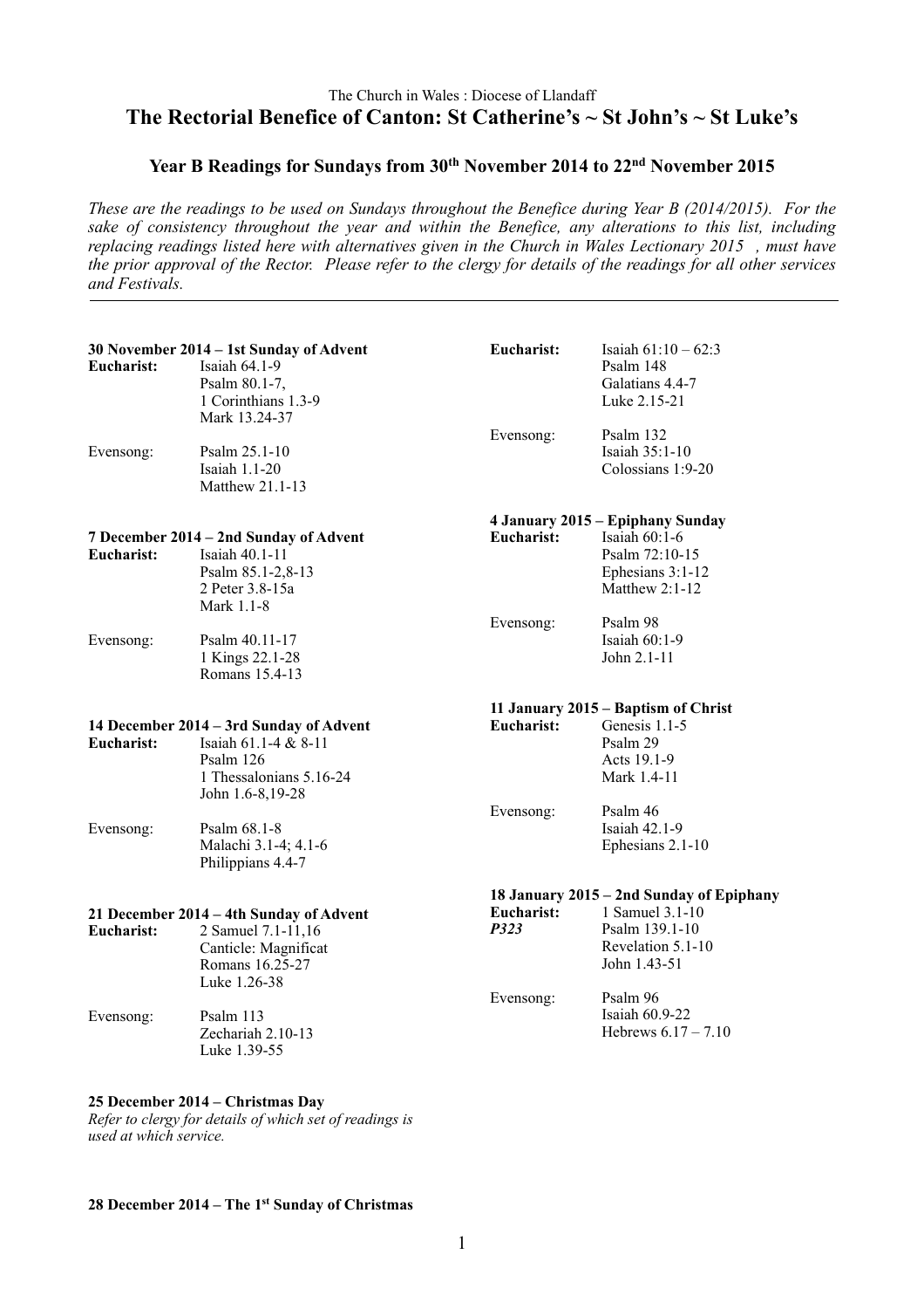The Church in Wales : Diocese of Llandaff

# The Rectorial Benefice of Canton: St Catherine's ~ St John's ~ St Luke's

## Year B Readings for Sundays from 30th November 2014 to 22nd November 2015

*These are the readings to be used on Sundays throughout the Benefice during Year B (2014/2015). For the sake of consistency throughout the year and within the Benefice, any alterations to this list, including replacing readings listed here with alternatives given in the Church in Wales Lectionary 2015 , must have the prior approval of the Rector. Please refer to the clergy for details of the readings for all other services and Festivals.*

---

**30 November 2014 – 1st Sunday of Advent**

**Eucharist:** Isaiah 64.1-9
Psalm 80.1-7,
1 Corinthians 1.3-9
Mark 13.24-37

Evensong: Psalm 25.1-10
Isaiah 1.1-20
Matthew 21.1-13

**7 December 2014 – 2nd Sunday of Advent**

**Eucharist:** Isaiah 40.1-11
Psalm 85.1-2,8-13
2 Peter 3.8-15a
Mark 1.1-8

Evensong: Psalm 40.11-17
1 Kings 22.1-28
Romans 15.4-13

**14 December 2014 – 3rd Sunday of Advent**

**Eucharist:** Isaiah 61.1-4 & 8-11
Psalm 126
1 Thessalonians 5.16-24
John 1.6-8,19-28

Evensong: Psalm 68.1-8
Malachi 3.1-4; 4.1-6
Philippians 4.4-7

**21 December 2014 – 4th Sunday of Advent**

**Eucharist:** 2 Samuel 7.1-11,16
Canticle: Magnificat
Romans 16.25-27
Luke 1.26-38

Evensong: Psalm 113
Zechariah 2.10-13
Luke 1.39-55

**25 December 2014 – Christmas Day**

*Refer to clergy for details of which set of readings is used at which service.*

**28 December 2014 – The 1st Sunday of Christmas**

**Eucharist:** Isaiah 61:10 – 62:3
Psalm 148
Galatians 4.4-7
Luke 2.15-21

Evensong: Psalm 132
Isaiah 35:1-10
Colossians 1:9-20

**4 January 2015 – Epiphany Sunday**

**Eucharist:** Isaiah 60:1-6
Psalm 72:10-15
Ephesians 3:1-12
Matthew 2:1-12

Evensong: Psalm 98
Isaiah 60:1-9
John 2.1-11

**11 January 2015 – Baptism of Christ**

**Eucharist:** Genesis 1.1-5
Psalm 29
Acts 19.1-9
Mark 1.4-11

Evensong: Psalm 46
Isaiah 42.1-9
Ephesians 2.1-10

**18 January 2015 – 2nd Sunday of Epiphany**

**Eucharist:** *P323*
1 Samuel 3.1-10
Psalm 139.1-10
Revelation 5.1-10
John 1.43-51

Evensong: Psalm 96
Isaiah 60.9-22
Hebrews 6.17 – 7.10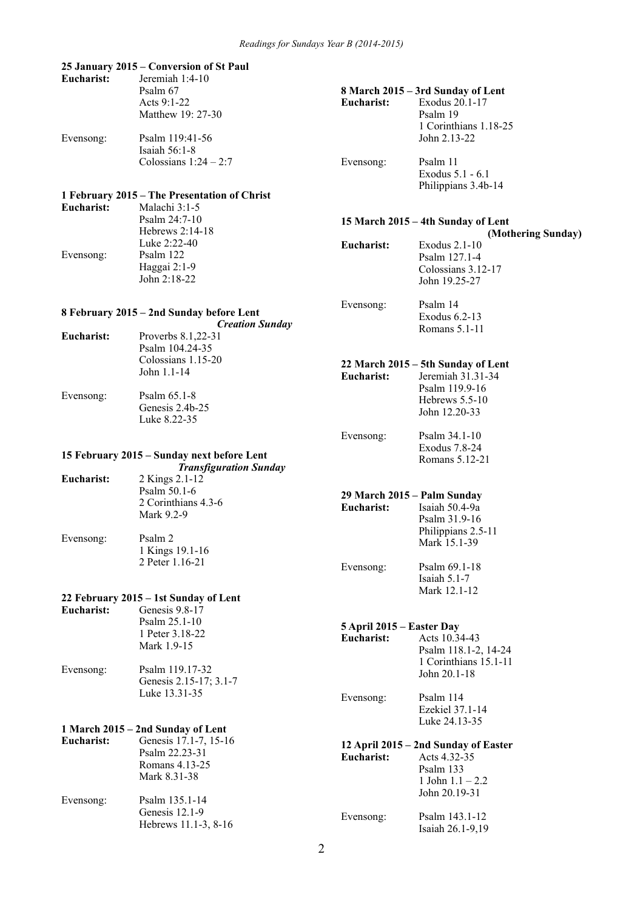### 25 January 2015 – Conversion of St Paul

**Eucharist:** Jeremiah 1:4-10
Psalm 67
Acts 9:1-22
Matthew 19: 27-30

Evensong: Psalm 119:41-56
Isaiah 56:1-8
Colossians 1:24 – 2:7

### 1 February 2015 – The Presentation of Christ

**Eucharist:** Malachi 3:1-5
Psalm 24:7-10
Hebrews 2:14-18
Luke 2:22-40

Evensong: Psalm 122
Haggai 2:1-9
John 2:18-22

### 8 February 2015 – 2nd Sunday before Lent
***Creation Sunday***

**Eucharist:** Proverbs 8.1,22-31
Psalm 104.24-35
Colossians 1.15-20
John 1.1-14

Evensong: Psalm 65.1-8
Genesis 2.4b-25
Luke 8.22-35

### 15 February 2015 – Sunday next before Lent
***Transfiguration Sunday***

**Eucharist:** 2 Kings 2.1-12
Psalm 50.1-6
2 Corinthians 4.3-6
Mark 9.2-9

Evensong: Psalm 2
1 Kings 19.1-16
2 Peter 1.16-21

### 22 February 2015 – 1st Sunday of Lent

**Eucharist:** Genesis 9.8-17
Psalm 25.1-10
1 Peter 3.18-22
Mark 1.9-15

Evensong: Psalm 119.17-32
Genesis 2.15-17; 3.1-7
Luke 13.31-35

### 1 March 2015 – 2nd Sunday of Lent

**Eucharist:** Genesis 17.1-7, 15-16
Psalm 22.23-31
Romans 4.13-25
Mark 8.31-38

Evensong: Psalm 135.1-14
Genesis 12.1-9
Hebrews 11.1-3, 8-16

### 8 March 2015 – 3rd Sunday of Lent

**Eucharist:** Exodus 20.1-17
Psalm 19
1 Corinthians 1.18-25
John 2.13-22

Evensong: Psalm 11
Exodus 5.1 - 6.1
Philippians 3.4b-14

### 15 March 2015 – 4th Sunday of Lent
**(Mothering Sunday)**

**Eucharist:** Exodus 2.1-10
Psalm 127.1-4
Colossians 3.12-17
John 19.25-27

Evensong: Psalm 14
Exodus 6.2-13
Romans 5.1-11

### 22 March 2015 – 5th Sunday of Lent

**Eucharist:** Jeremiah 31.31-34
Psalm 119.9-16
Hebrews 5.5-10
John 12.20-33

Evensong: Psalm 34.1-10
Exodus 7.8-24
Romans 5.12-21

### 29 March 2015 – Palm Sunday

**Eucharist:** Isaiah 50.4-9a
Psalm 31.9-16
Philippians 2.5-11
Mark 15.1-39

Evensong: Psalm 69.1-18
Isaiah 5.1-7
Mark 12.1-12

### 5 April 2015 – Easter Day

**Eucharist:** Acts 10.34-43
Psalm 118.1-2, 14-24
1 Corinthians 15.1-11
John 20.1-18

Evensong: Psalm 114
Ezekiel 37.1-14
Luke 24.13-35

### 12 April 2015 – 2nd Sunday of Easter

**Eucharist:** Acts 4.32-35
Psalm 133
1 John 1.1 – 2.2
John 20.19-31

Evensong: Psalm 143.1-12
Isaiah 26.1-9,19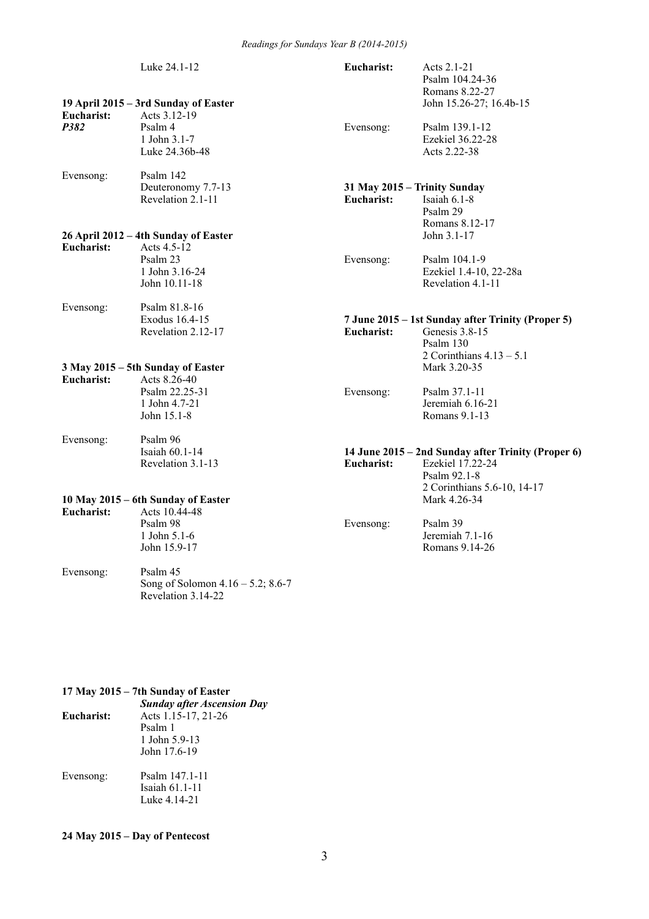Luke 24.1-12

**19 April 2015 – 3rd Sunday of Easter**

**Eucharist:** Acts 3.12-19
***P382*** Psalm 4
1 John 3.1-7
Luke 24.36b-48

Evensong: Psalm 142
Deuteronomy 7.7-13
Revelation 2.1-11

**26 April 2012 – 4th Sunday of Easter**

**Eucharist:** Acts 4.5-12
Psalm 23
1 John 3.16-24
John 10.11-18

Evensong: Psalm 81.8-16
Exodus 16.4-15
Revelation 2.12-17

**3 May 2015 – 5th Sunday of Easter**

**Eucharist:** Acts 8.26-40
Psalm 22.25-31
1 John 4.7-21
John 15.1-8

Evensong: Psalm 96
Isaiah 60.1-14
Revelation 3.1-13

**10 May 2015 – 6th Sunday of Easter**

**Eucharist:** Acts 10.44-48
Psalm 98
1 John 5.1-6
John 15.9-17

Evensong: Psalm 45
Song of Solomon 4.16 – 5.2; 8.6-7
Revelation 3.14-22

**17 May 2015 – 7th Sunday of Easter**
***Sunday after Ascension Day***

**Eucharist:** Acts 1.15-17, 21-26
Psalm 1
1 John 5.9-13
John 17.6-19

Evensong: Psalm 147.1-11
Isaiah 61.1-11
Luke 4.14-21

**24 May 2015 – Day of Pentecost**

**Eucharist:** Acts 2.1-21
Psalm 104.24-36
Romans 8.22-27
John 15.26-27; 16.4b-15

Evensong: Psalm 139.1-12
Ezekiel 36.22-28
Acts 2.22-38

**31 May 2015 – Trinity Sunday**

**Eucharist:** Isaiah 6.1-8
Psalm 29
Romans 8.12-17
John 3.1-17

Evensong: Psalm 104.1-9
Ezekiel 1.4-10, 22-28a
Revelation 4.1-11

**7 June 2015 – 1st Sunday after Trinity (Proper 5)**

**Eucharist:** Genesis 3.8-15
Psalm 130
2 Corinthians 4.13 – 5.1
Mark 3.20-35

Evensong: Psalm 37.1-11
Jeremiah 6.16-21
Romans 9.1-13

**14 June 2015 – 2nd Sunday after Trinity (Proper 6)**

**Eucharist:** Ezekiel 17.22-24
Psalm 92.1-8
2 Corinthians 5.6-10, 14-17
Mark 4.26-34

Evensong: Psalm 39
Jeremiah 7.1-16
Romans 9.14-26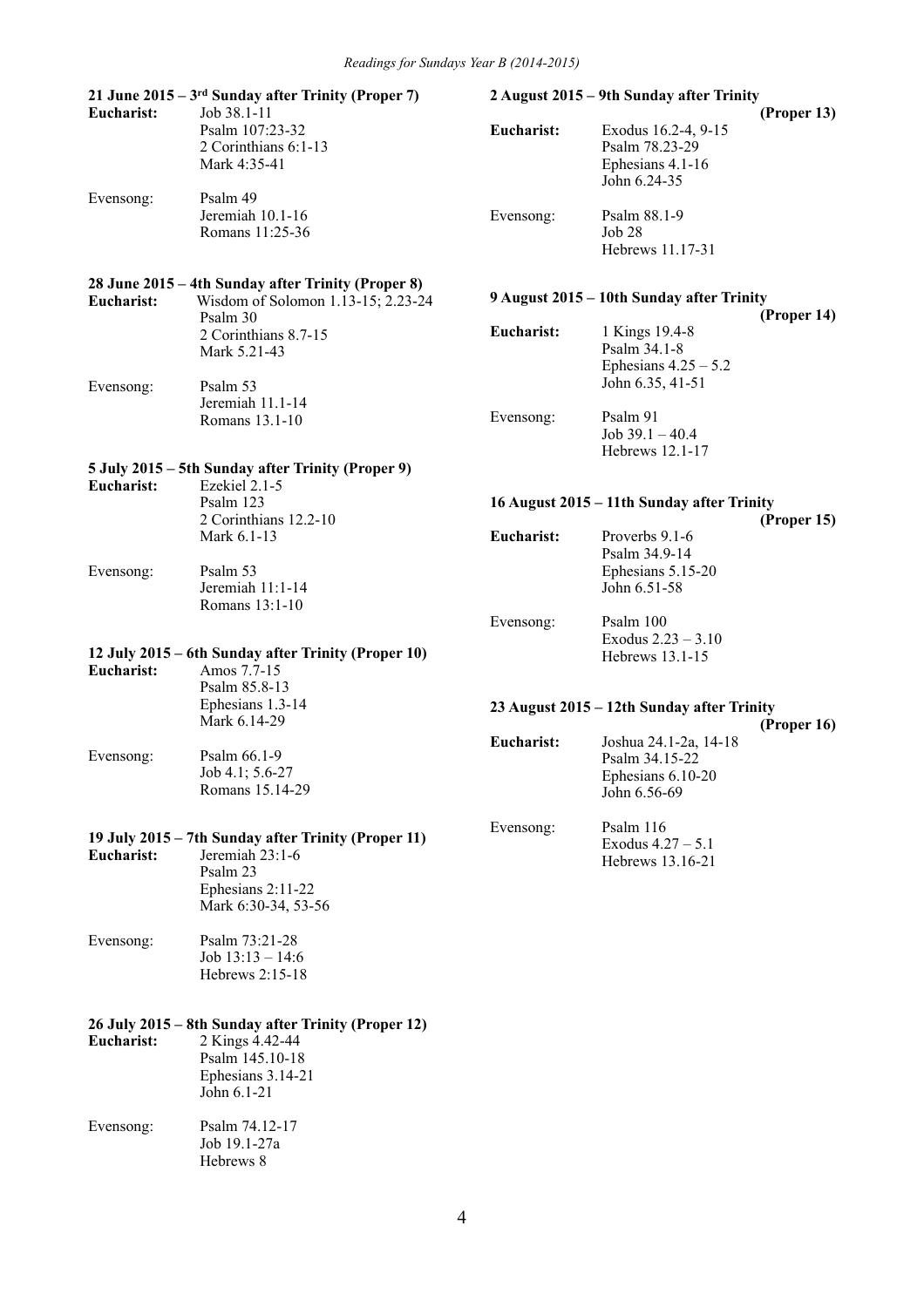### 21 June 2015 – 3rd Sunday after Trinity (Proper 7)

**Eucharist:**
Job 38.1-11
Psalm 107:23-32
2 Corinthians 6:1-13
Mark 4:35-41

Evensong:
Psalm 49
Jeremiah 10.1-16
Romans 11:25-36

### 28 June 2015 – 4th Sunday after Trinity (Proper 8)

**Eucharist:**
Wisdom of Solomon 1.13-15; 2.23-24
Psalm 30
2 Corinthians 8.7-15
Mark 5.21-43

Evensong:
Psalm 53
Jeremiah 11.1-14
Romans 13.1-10

### 5 July 2015 – 5th Sunday after Trinity (Proper 9)

**Eucharist:**
Ezekiel 2.1-5
Psalm 123
2 Corinthians 12.2-10
Mark 6.1-13

Evensong:
Psalm 53
Jeremiah 11:1-14
Romans 13:1-10

### 12 July 2015 – 6th Sunday after Trinity (Proper 10)

**Eucharist:**
Amos 7.7-15
Psalm 85.8-13
Ephesians 1.3-14
Mark 6.14-29

Evensong:
Psalm 66.1-9
Job 4.1; 5.6-27
Romans 15.14-29

### 19 July 2015 – 7th Sunday after Trinity (Proper 11)

**Eucharist:**
Jeremiah 23:1-6
Psalm 23
Ephesians 2:11-22
Mark 6:30-34, 53-56

Evensong:
Psalm 73:21-28
Job 13:13 – 14:6
Hebrews 2:15-18

### 26 July 2015 – 8th Sunday after Trinity (Proper 12)

**Eucharist:**
2 Kings 4.42-44
Psalm 145.10-18
Ephesians 3.14-21
John 6.1-21

Evensong:
Psalm 74.12-17
Job 19.1-27a
Hebrews 8

### 2 August 2015 – 9th Sunday after Trinity (Proper 13)

**Eucharist:**
Exodus 16.2-4, 9-15
Psalm 78.23-29
Ephesians 4.1-16
John 6.24-35

Evensong:
Psalm 88.1-9
Job 28
Hebrews 11.17-31

### 9 August 2015 – 10th Sunday after Trinity (Proper 14)

**Eucharist:**
1 Kings 19.4-8
Psalm 34.1-8
Ephesians 4.25 – 5.2
John 6.35, 41-51

Evensong:
Psalm 91
Job 39.1 – 40.4
Hebrews 12.1-17

### 16 August 2015 – 11th Sunday after Trinity (Proper 15)

**Eucharist:**
Proverbs 9.1-6
Psalm 34.9-14
Ephesians 5.15-20
John 6.51-58

Evensong:
Psalm 100
Exodus 2.23 – 3.10
Hebrews 13.1-15

### 23 August 2015 – 12th Sunday after Trinity (Proper 16)

**Eucharist:**
Joshua 24.1-2a, 14-18
Psalm 34.15-22
Ephesians 6.10-20
John 6.56-69

Evensong:
Psalm 116
Exodus 4.27 – 5.1
Hebrews 13.16-21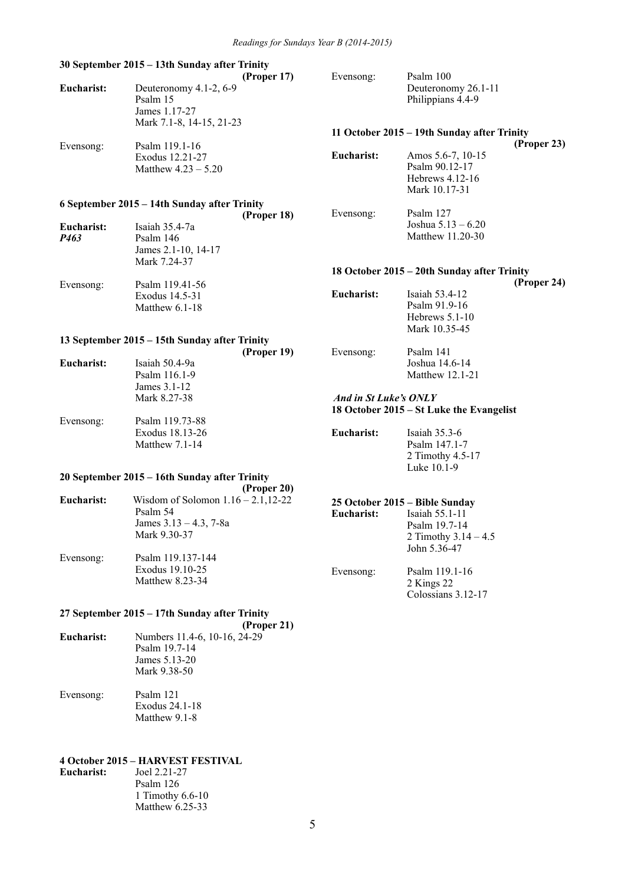### 30 September 2015 – 13th Sunday after Trinity (Proper 17)

**Eucharist:**
Deuteronomy 4.1-2, 6-9
Psalm 15
James 1.17-27
Mark 7.1-8, 14-15, 21-23

Evensong:
Psalm 119.1-16
Exodus 12.21-27
Matthew 4.23 – 5.20

### 6 September 2015 – 14th Sunday after Trinity (Proper 18)

**Eucharist:**
***P463***
Isaiah 35.4-7a
Psalm 146
James 2.1-10, 14-17
Mark 7.24-37

Evensong:
Psalm 119.41-56
Exodus 14.5-31
Matthew 6.1-18

### 13 September 2015 – 15th Sunday after Trinity (Proper 19)

**Eucharist:**
Isaiah 50.4-9a
Psalm 116.1-9
James 3.1-12
Mark 8.27-38

Evensong:
Psalm 119.73-88
Exodus 18.13-26
Matthew 7.1-14

### 20 September 2015 – 16th Sunday after Trinity (Proper 20)

**Eucharist:**
Wisdom of Solomon 1.16 – 2.1,12-22
Psalm 54
James 3.13 – 4.3, 7-8a
Mark 9.30-37

Evensong:
Psalm 119.137-144
Exodus 19.10-25
Matthew 8.23-34

### 27 September 2015 – 17th Sunday after Trinity (Proper 21)

**Eucharist:**
Numbers 11.4-6, 10-16, 24-29
Psalm 19.7-14
James 5.13-20
Mark 9.38-50

Evensong:
Psalm 121
Exodus 24.1-18
Matthew 9.1-8

### 4 October 2015 – HARVEST FESTIVAL

**Eucharist:**
Joel 2.21-27
Psalm 126
1 Timothy 6.6-10
Matthew 6.25-33

Evensong:
Psalm 100
Deuteronomy 26.1-11
Philippians 4.4-9

### 11 October 2015 – 19th Sunday after Trinity (Proper 23)

**Eucharist:**
Amos 5.6-7, 10-15
Psalm 90.12-17
Hebrews 4.12-16
Mark 10.17-31

Evensong:
Psalm 127
Joshua 5.13 – 6.20
Matthew 11.20-30

### 18 October 2015 – 20th Sunday after Trinity (Proper 24)

**Eucharist:**
Isaiah 53.4-12
Psalm 91.9-16
Hebrews 5.1-10
Mark 10.35-45

Evensong:
Psalm 141
Joshua 14.6-14
Matthew 12.1-21

***And in St Luke's ONLY***

### 18 October 2015 – St Luke the Evangelist

**Eucharist:**
Isaiah 35.3-6
Psalm 147.1-7
2 Timothy 4.5-17
Luke 10.1-9

### 25 October 2015 – Bible Sunday

**Eucharist:**
Isaiah 55.1-11
Psalm 19.7-14
2 Timothy 3.14 – 4.5
John 5.36-47

Evensong:
Psalm 119.1-16
2 Kings 22
Colossians 3.12-17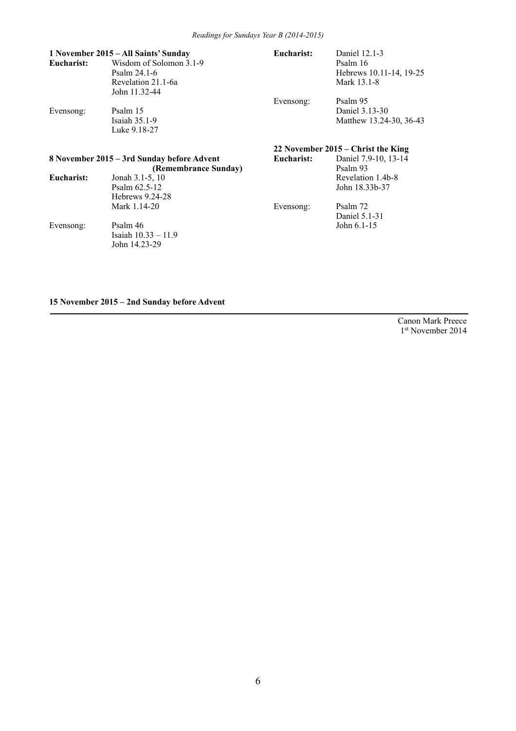**1 November 2015 – All Saints' Sunday**

**Eucharist:** Wisdom of Solomon 3.1-9
Psalm 24.1-6
Revelation 21.1-6a
John 11.32-44

Evensong: Psalm 15
Isaiah 35.1-9
Luke 9.18-27

**8 November 2015 – 3rd Sunday before Advent (Remembrance Sunday)**

**Eucharist:** Jonah 3.1-5, 10
Psalm 62.5-12
Hebrews 9.24-28
Mark 1.14-20

Evensong: Psalm 46
Isaiah 10.33 – 11.9
John 14.23-29

**15 November 2015 – 2nd Sunday before Advent**

**Eucharist:** Daniel 12.1-3
Psalm 16
Hebrews 10.11-14, 19-25
Mark 13.1-8

Evensong: Psalm 95
Daniel 3.13-30
Matthew 13.24-30, 36-43

**22 November 2015 – Christ the King**

**Eucharist:** Daniel 7.9-10, 13-14
Psalm 93
Revelation 1.4b-8
John 18.33b-37

Evensong: Psalm 72
Daniel 5.1-31
John 6.1-15

---

Canon Mark Preece
1st November 2014